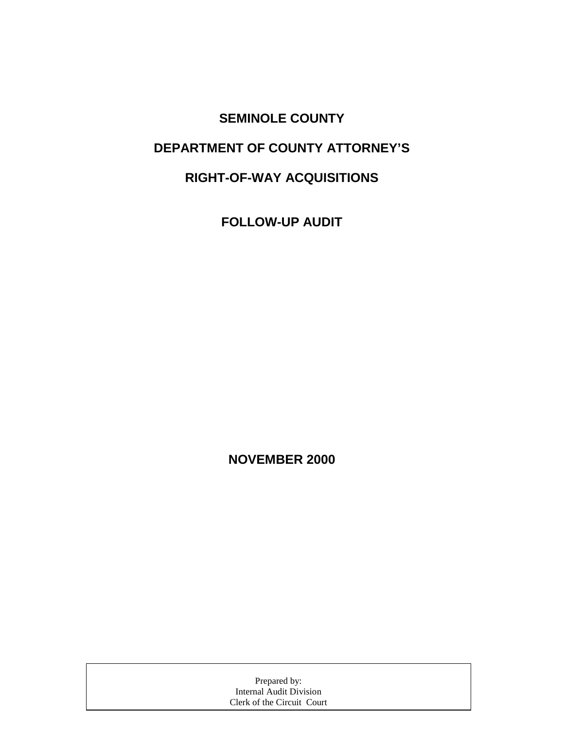# SEMINOLE COUNTY

# DEPARTMENT OF COUNTY ATTORNEY'S

# RIGHT-OF-WAY ACQUISITIONS

# FOLLOW-UP AUDIT

**NOVEMBER 2000**

Prepared by:
Internal Audit Division
Clerk of the Circuit Court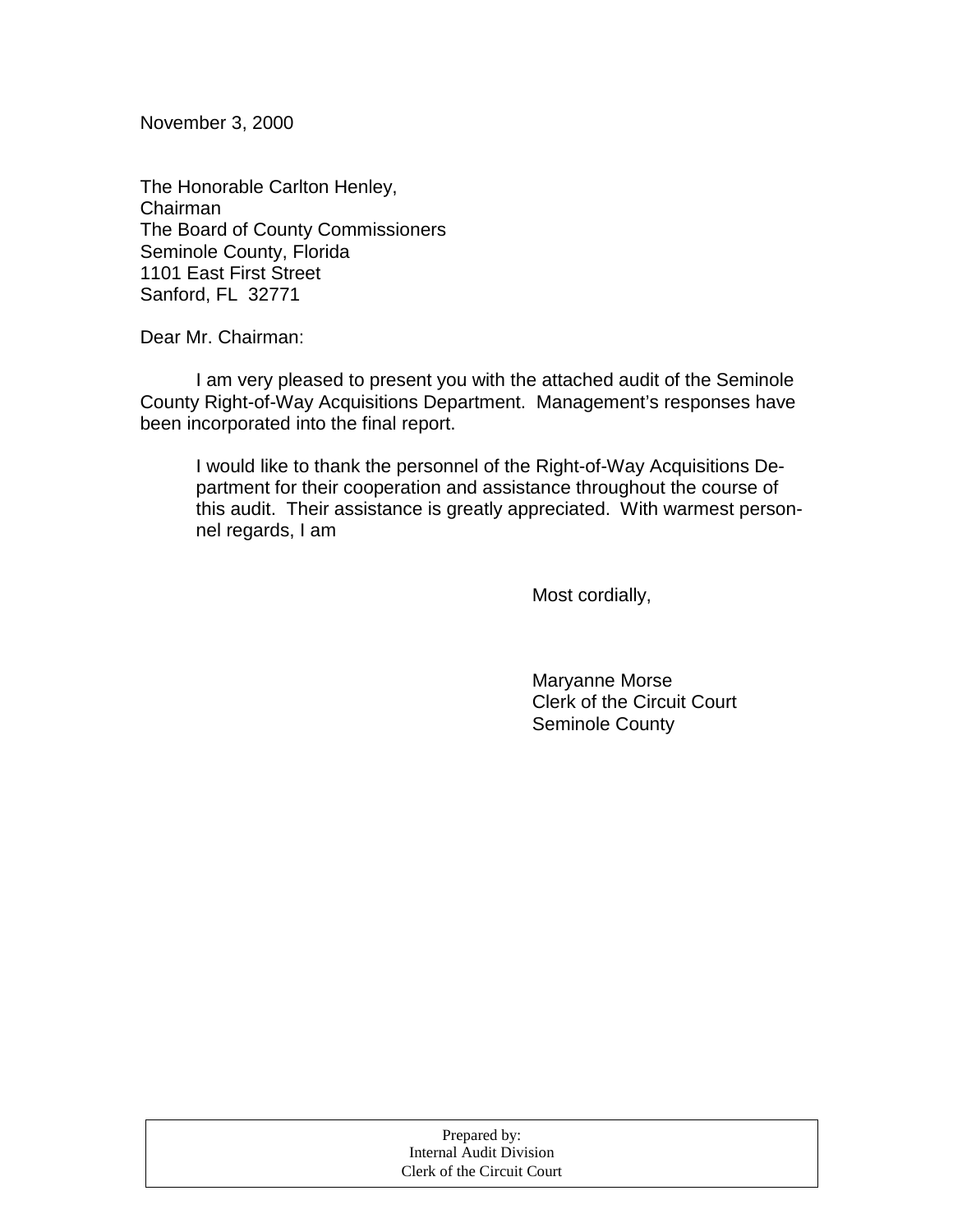November 3, 2000

The Honorable Carlton Henley,
Chairman
The Board of County Commissioners
Seminole County, Florida
1101 East First Street
Sanford, FL 32771

Dear Mr. Chairman:

I am very pleased to present you with the attached audit of the Seminole County Right-of-Way Acquisitions Department. Management's responses have been incorporated into the final report.

I would like to thank the personnel of the Right-of-Way Acquisitions Department for their cooperation and assistance throughout the course of this audit. Their assistance is greatly appreciated. With warmest personnel regards, I am

Most cordially,

Maryanne Morse
Clerk of the Circuit Court
Seminole County

Prepared by:
Internal Audit Division
Clerk of the Circuit Court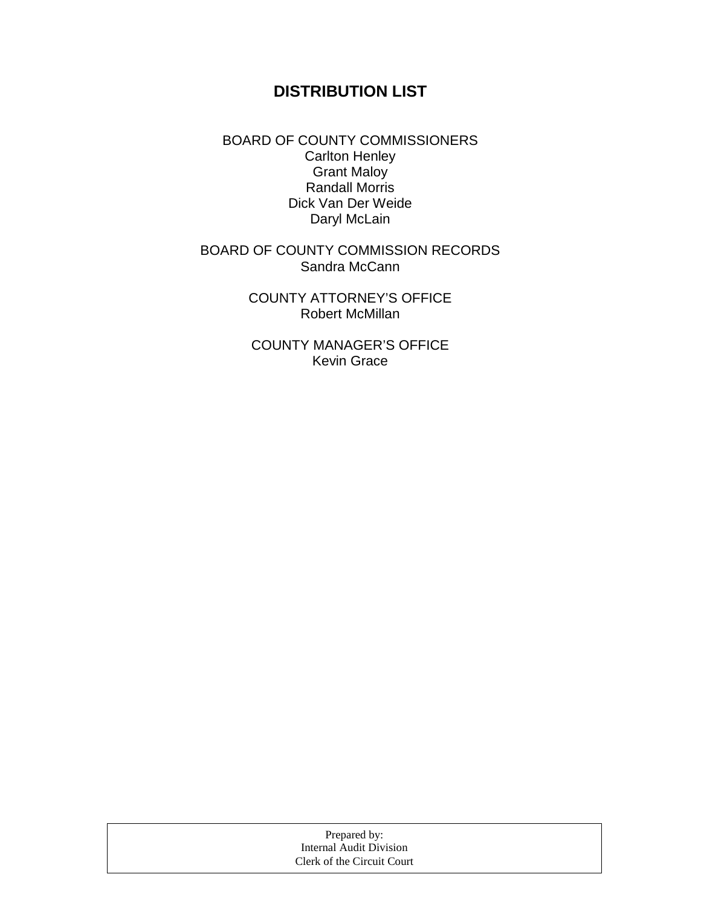# DISTRIBUTION LIST

BOARD OF COUNTY COMMISSIONERS
Carlton Henley
Grant Maloy
Randall Morris
Dick Van Der Weide
Daryl McLain

BOARD OF COUNTY COMMISSION RECORDS
Sandra McCann

COUNTY ATTORNEY'S OFFICE
Robert McMillan

COUNTY MANAGER'S OFFICE
Kevin Grace

Prepared by:
Internal Audit Division
Clerk of the Circuit Court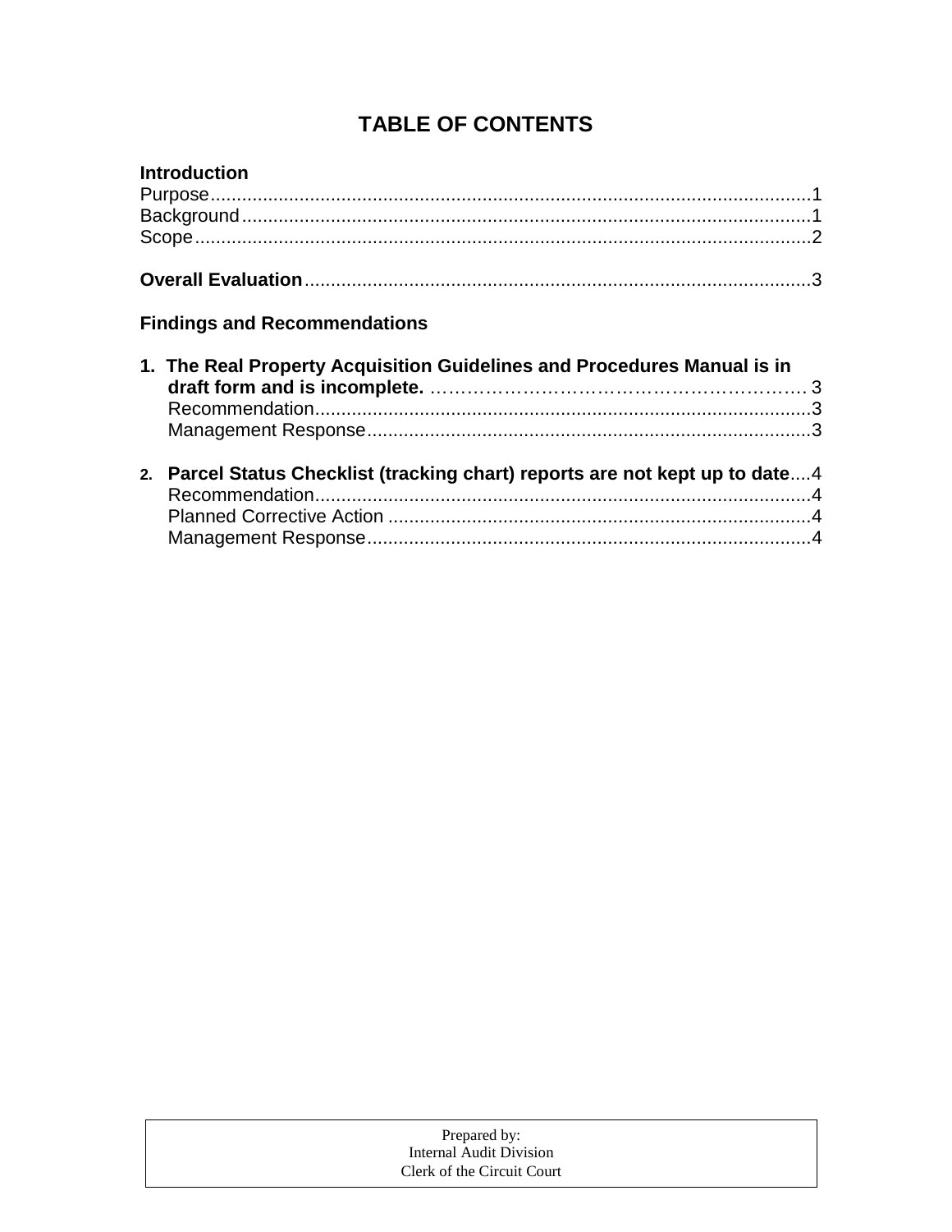# TABLE OF CONTENTS

**Introduction**

Purpose....................................................................................................................1
Background.............................................................................................................1
Scope.......................................................................................................................2

**Overall Evaluation**................................................................................................3

**Findings and Recommendations**

1. **The Real Property Acquisition Guidelines and Procedures Manual is in draft form and is incomplete.** ………………………………………………….. 3
   - Recommendation..............................................................................................3
   - Management Response....................................................................................3

2. **Parcel Status Checklist (tracking chart) reports are not kept up to date**....4
   - Recommendation..............................................................................................4
   - Planned Corrective Action ................................................................................4
   - Management Response....................................................................................4

Prepared by:
Internal Audit Division
Clerk of the Circuit Court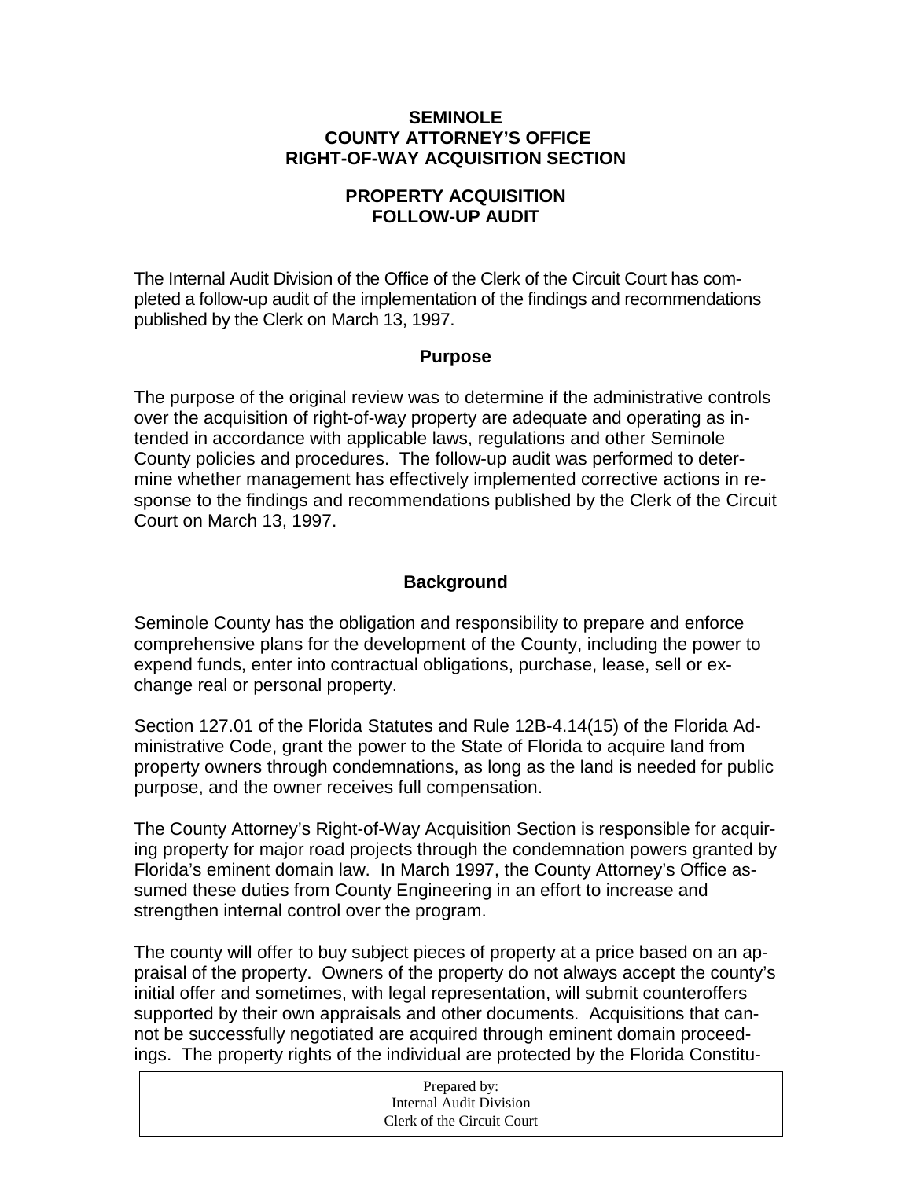**SEMINOLE**
**COUNTY ATTORNEY'S OFFICE**
**RIGHT-OF-WAY ACQUISITION SECTION**

**PROPERTY ACQUISITION**
**FOLLOW-UP AUDIT**

The Internal Audit Division of the Office of the Clerk of the Circuit Court has completed a follow-up audit of the implementation of the findings and recommendations published by the Clerk on March 13, 1997.

## Purpose

The purpose of the original review was to determine if the administrative controls over the acquisition of right-of-way property are adequate and operating as intended in accordance with applicable laws, regulations and other Seminole County policies and procedures. The follow-up audit was performed to determine whether management has effectively implemented corrective actions in response to the findings and recommendations published by the Clerk of the Circuit Court on March 13, 1997.

## Background

Seminole County has the obligation and responsibility to prepare and enforce comprehensive plans for the development of the County, including the power to expend funds, enter into contractual obligations, purchase, lease, sell or exchange real or personal property.

Section 127.01 of the Florida Statutes and Rule 12B-4.14(15) of the Florida Administrative Code, grant the power to the State of Florida to acquire land from property owners through condemnations, as long as the land is needed for public purpose, and the owner receives full compensation.

The County Attorney's Right-of-Way Acquisition Section is responsible for acquiring property for major road projects through the condemnation powers granted by Florida's eminent domain law. In March 1997, the County Attorney's Office assumed these duties from County Engineering in an effort to increase and strengthen internal control over the program.

The county will offer to buy subject pieces of property at a price based on an appraisal of the property. Owners of the property do not always accept the county's initial offer and sometimes, with legal representation, will submit counteroffers supported by their own appraisals and other documents. Acquisitions that cannot be successfully negotiated are acquired through eminent domain proceedings. The property rights of the individual are protected by the Florida Constitu-

Prepared by:
Internal Audit Division
Clerk of the Circuit Court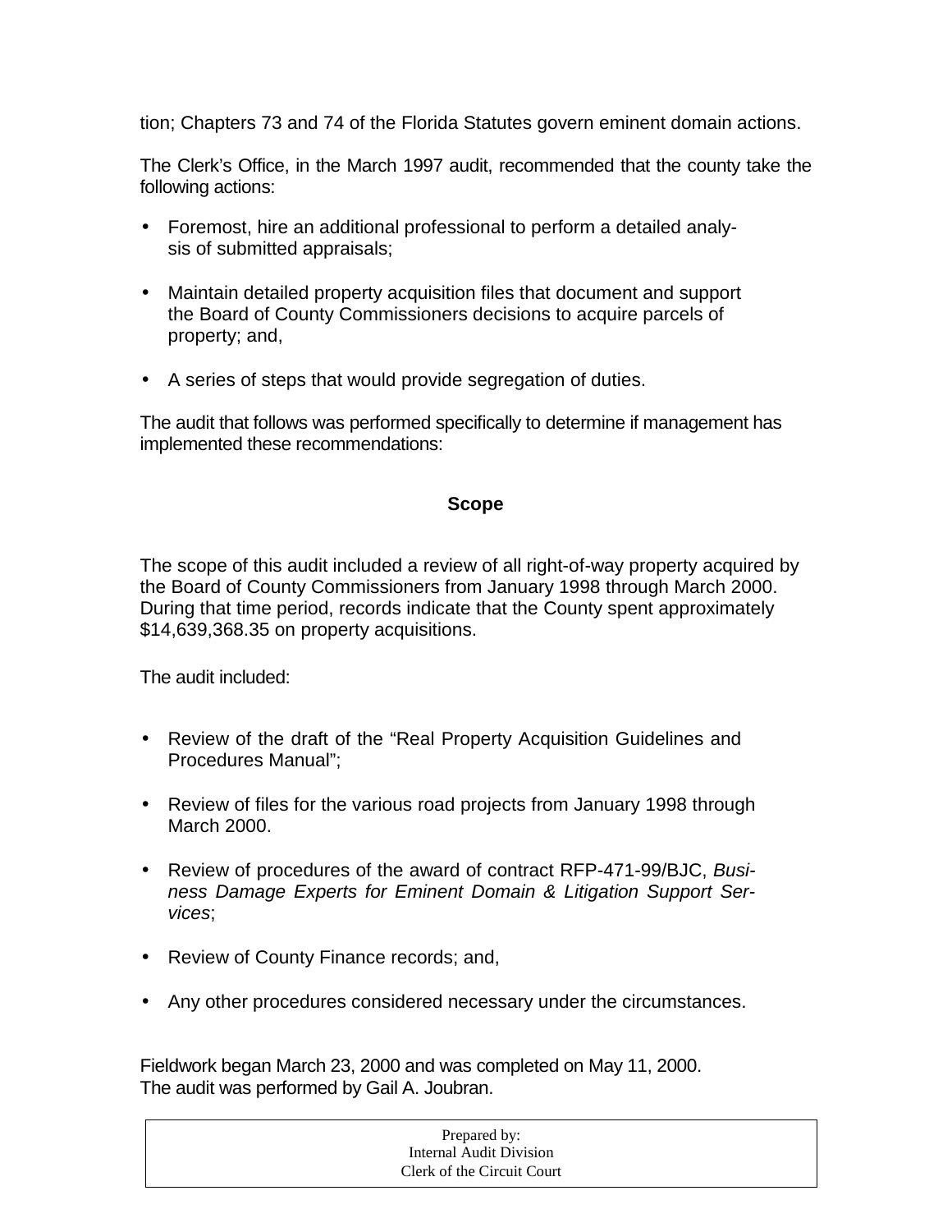tion; Chapters 73 and 74 of the Florida Statutes govern eminent domain actions.

The Clerk's Office, in the March 1997 audit, recommended that the county take the following actions:

- Foremost, hire an additional professional to perform a detailed analysis of submitted appraisals;
- Maintain detailed property acquisition files that document and support the Board of County Commissioners decisions to acquire parcels of property; and,
- A series of steps that would provide segregation of duties.

The audit that follows was performed specifically to determine if management has implemented these recommendations:

## Scope

The scope of this audit included a review of all right-of-way property acquired by the Board of County Commissioners from January 1998 through March 2000. During that time period, records indicate that the County spent approximately $14,639,368.35 on property acquisitions.

The audit included:

- Review of the draft of the "Real Property Acquisition Guidelines and Procedures Manual";
- Review of files for the various road projects from January 1998 through March 2000.
- Review of procedures of the award of contract RFP-471-99/BJC, *Business Damage Experts for Eminent Domain & Litigation Support Services*;
- Review of County Finance records; and,
- Any other procedures considered necessary under the circumstances.

Fieldwork began March 23, 2000 and was completed on May 11, 2000.
The audit was performed by Gail A. Joubran.

Prepared by:
Internal Audit Division
Clerk of the Circuit Court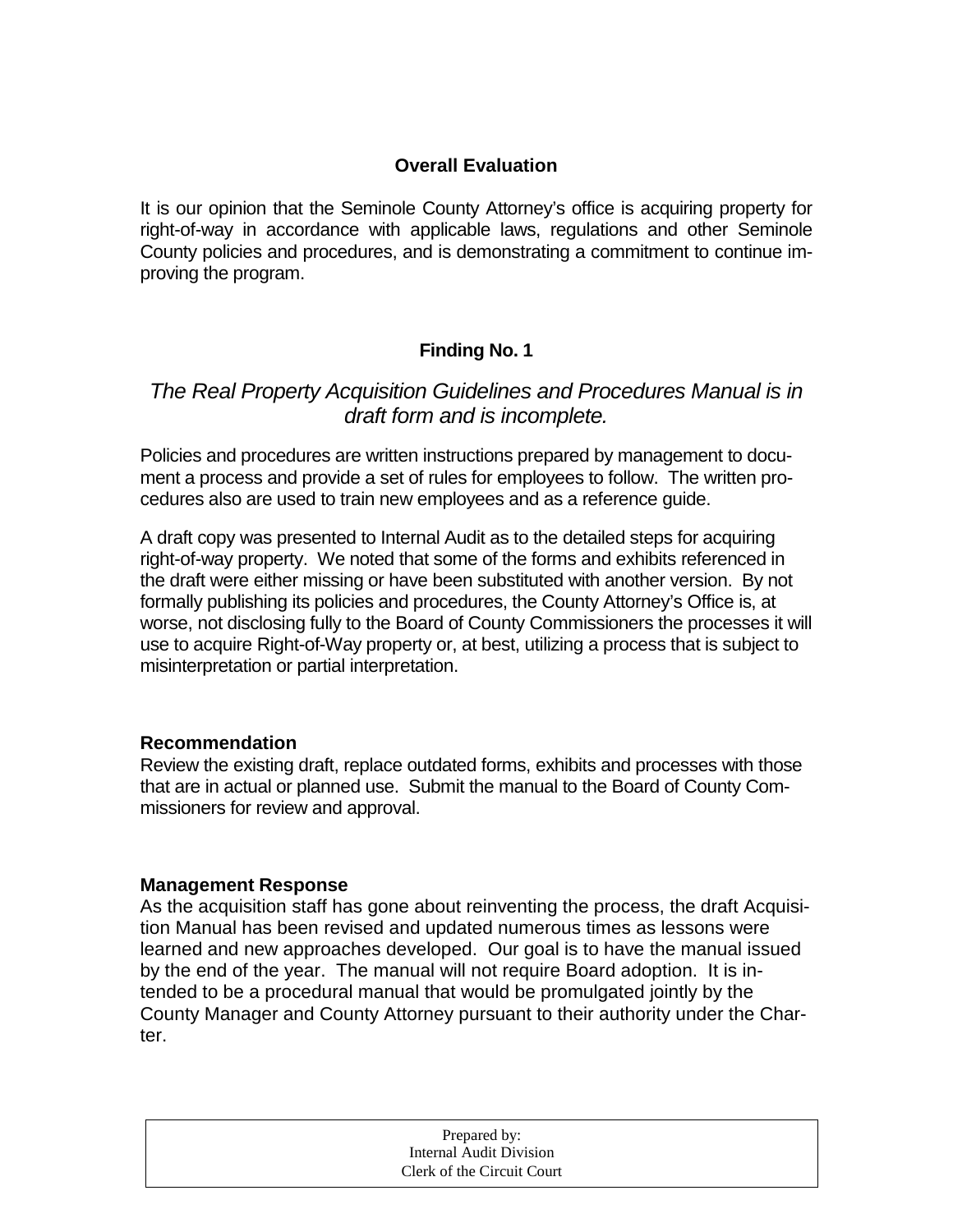## Overall Evaluation

It is our opinion that the Seminole County Attorney's office is acquiring property for right-of-way in accordance with applicable laws, regulations and other Seminole County policies and procedures, and is demonstrating a commitment to continue improving the program.

## Finding No. 1

*The Real Property Acquisition Guidelines and Procedures Manual is in draft form and is incomplete.*

Policies and procedures are written instructions prepared by management to document a process and provide a set of rules for employees to follow. The written procedures also are used to train new employees and as a reference guide.

A draft copy was presented to Internal Audit as to the detailed steps for acquiring right-of-way property. We noted that some of the forms and exhibits referenced in the draft were either missing or have been substituted with another version. By not formally publishing its policies and procedures, the County Attorney's Office is, at worse, not disclosing fully to the Board of County Commissioners the processes it will use to acquire Right-of-Way property or, at best, utilizing a process that is subject to misinterpretation or partial interpretation.

**Recommendation**

Review the existing draft, replace outdated forms, exhibits and processes with those that are in actual or planned use. Submit the manual to the Board of County Commissioners for review and approval.

**Management Response**

As the acquisition staff has gone about reinventing the process, the draft Acquisition Manual has been revised and updated numerous times as lessons were learned and new approaches developed. Our goal is to have the manual issued by the end of the year. The manual will not require Board adoption. It is intended to be a procedural manual that would be promulgated jointly by the County Manager and County Attorney pursuant to their authority under the Charter.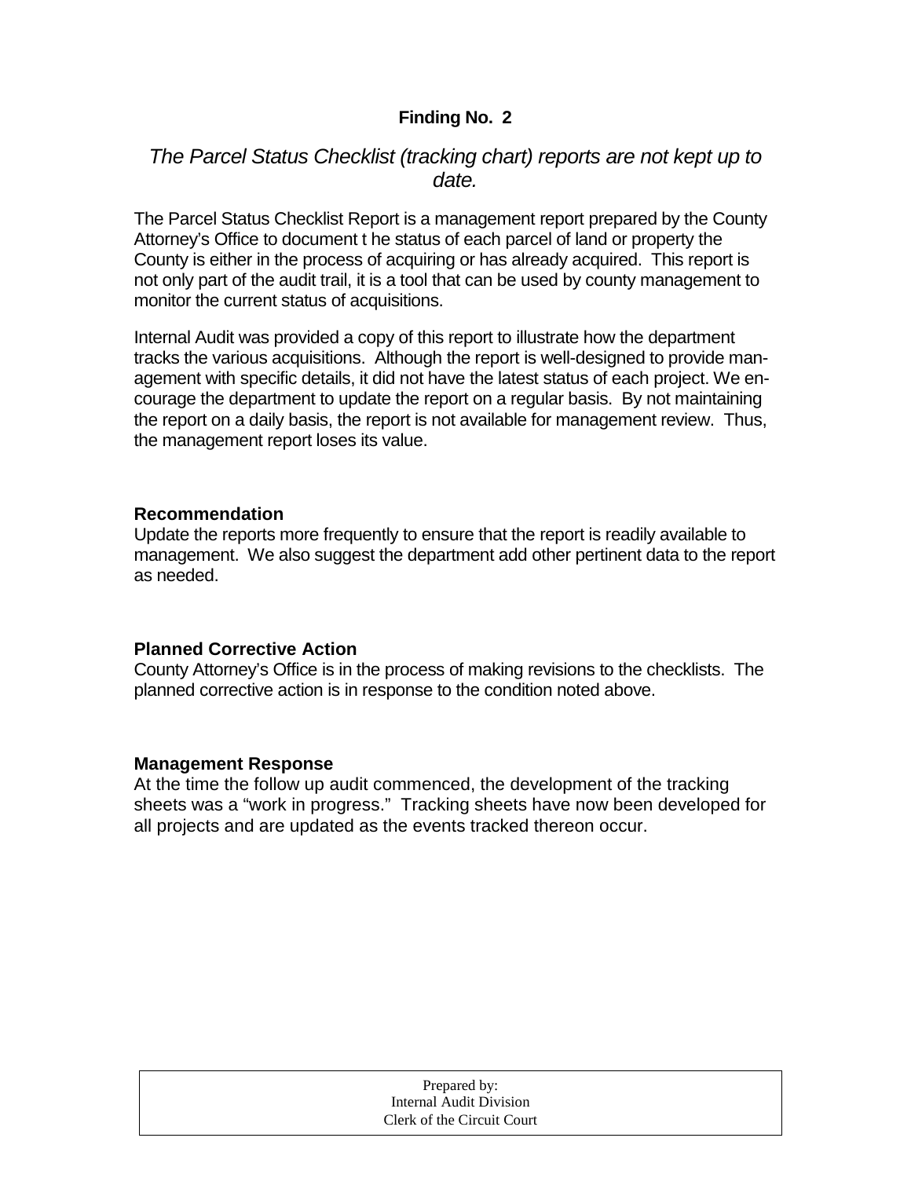**Finding No. 2**

*The Parcel Status Checklist (tracking chart) reports are not kept up to date.*

The Parcel Status Checklist Report is a management report prepared by the County Attorney's Office to document t he status of each parcel of land or property the County is either in the process of acquiring or has already acquired. This report is not only part of the audit trail, it is a tool that can be used by county management to monitor the current status of acquisitions.

Internal Audit was provided a copy of this report to illustrate how the department tracks the various acquisitions. Although the report is well-designed to provide management with specific details, it did not have the latest status of each project. We encourage the department to update the report on a regular basis. By not maintaining the report on a daily basis, the report is not available for management review. Thus, the management report loses its value.

**Recommendation**

Update the reports more frequently to ensure that the report is readily available to management. We also suggest the department add other pertinent data to the report as needed.

**Planned Corrective Action**

County Attorney's Office is in the process of making revisions to the checklists. The planned corrective action is in response to the condition noted above.

**Management Response**

At the time the follow up audit commenced, the development of the tracking sheets was a "work in progress." Tracking sheets have now been developed for all projects and are updated as the events tracked thereon occur.

Prepared by:
Internal Audit Division
Clerk of the Circuit Court